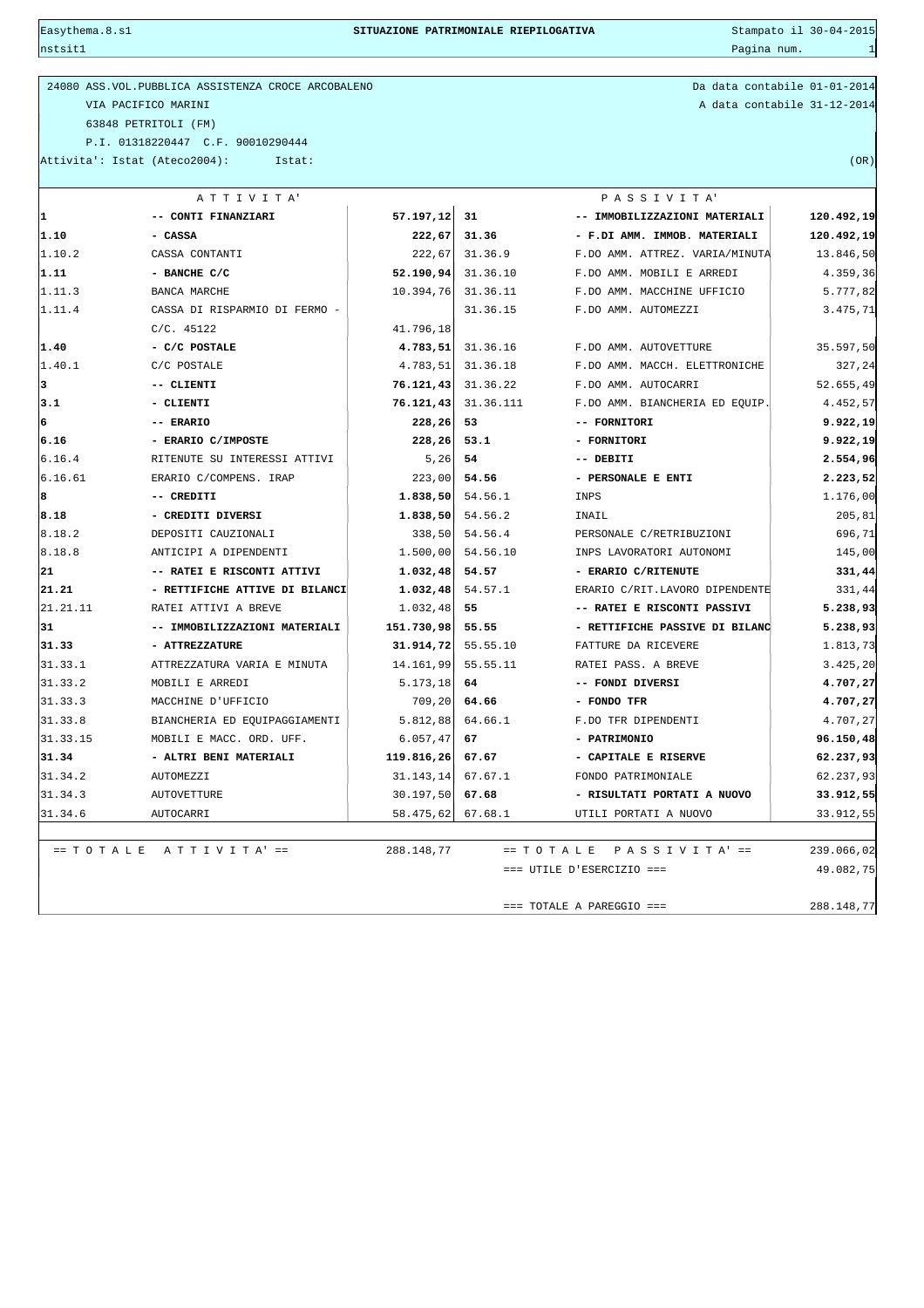# SITUAZIONE PATRIMONIALE RIEPILOGATIVA

Easythema.8.s1 — nstsit1 — Stampato il 30-04-2015

24080 ASS.VOL.PUBBLICA ASSISTENZA CROCE ARCOBALENO
VIA PACIFICO MARINI
63848 PETRITOLI (FM)
P.I. 01318220447 C.F. 90010290444
Attivita': Istat (Ateco2004): Istat:

Da data contabile 01-01-2014
A data contabile 31-12-2014
(OR)

| ATTIVITA' | | | PASSIVITA' | | |
|---|---|---|---|---|---|
| **1** | **-- CONTI FINANZIARI** | **57.197,12** | **31** | **-- IMMOBILIZZAZIONI MATERIALI** | **120.492,19** |
| **1.10** | **- CASSA** | **222,67** | **31.36** | **- F.DI AMM. IMMOB. MATERIALI** | **120.492,19** |
| 1.10.2 | CASSA CONTANTI | 222,67 | 31.36.9 | F.DO AMM. ATTREZ. VARIA/MINUTA | 13.846,50 |
| **1.11** | **- BANCHE C/C** | **52.190,94** | 31.36.10 | F.DO AMM. MOBILI E ARREDI | 4.359,36 |
| 1.11.3 | BANCA MARCHE | 10.394,76 | 31.36.11 | F.DO AMM. MACCHINE UFFICIO | 5.777,82 |
| 1.11.4 | CASSA DI RISPARMIO DI FERMO - C/C. 45122 | 41.796,18 | 31.36.15 | F.DO AMM. AUTOMEZZI | 3.475,71 |
| **1.40** | **- C/C POSTALE** | **4.783,51** | 31.36.16 | F.DO AMM. AUTOVETTURE | 35.597,50 |
| 1.40.1 | C/C POSTALE | 4.783,51 | 31.36.18 | F.DO AMM. MACCH. ELETTRONICHE | 327,24 |
| **3** | **-- CLIENTI** | **76.121,43** | 31.36.22 | F.DO AMM. AUTOCARRI | 52.655,49 |
| **3.1** | **- CLIENTI** | **76.121,43** | 31.36.111 | F.DO AMM. BIANCHERIA ED EQUIP. | 4.452,57 |
| **6** | **-- ERARIO** | **228,26** | **53** | **-- FORNITORI** | **9.922,19** |
| **6.16** | **- ERARIO C/IMPOSTE** | **228,26** | **53.1** | **- FORNITORI** | **9.922,19** |
| 6.16.4 | RITENUTE SU INTERESSI ATTIVI | 5,26 | **54** | **-- DEBITI** | **2.554,96** |
| 6.16.61 | ERARIO C/COMPENS. IRAP | 223,00 | **54.56** | **- PERSONALE E ENTI** | **2.223,52** |
| **8** | **-- CREDITI** | **1.838,50** | 54.56.1 | INPS | 1.176,00 |
| **8.18** | **- CREDITI DIVERSI** | **1.838,50** | 54.56.2 | INAIL | 205,81 |
| 8.18.2 | DEPOSITI CAUZIONALI | 338,50 | 54.56.4 | PERSONALE C/RETRIBUZIONI | 696,71 |
| 8.18.8 | ANTICIPI A DIPENDENTI | 1.500,00 | 54.56.10 | INPS LAVORATORI AUTONOMI | 145,00 |
| **21** | **-- RATEI E RISCONTI ATTIVI** | **1.032,48** | **54.57** | **- ERARIO C/RITENUTE** | **331,44** |
| **21.21** | **- RETTIFICHE ATTIVE DI BILANCI** | **1.032,48** | 54.57.1 | ERARIO C/RIT.LAVORO DIPENDENTE | 331,44 |
| 21.21.11 | RATEI ATTIVI A BREVE | 1.032,48 | **55** | **-- RATEI E RISCONTI PASSIVI** | **5.238,93** |
| **31** | **-- IMMOBILIZZAZIONI MATERIALI** | **151.730,98** | **55.55** | **- RETTIFICHE PASSIVE DI BILANC** | **5.238,93** |
| **31.33** | **- ATTREZZATURE** | **31.914,72** | 55.55.10 | FATTURE DA RICEVERE | 1.813,73 |
| 31.33.1 | ATTREZZATURA VARIA E MINUTA | 14.161,99 | 55.55.11 | RATEI PASS. A BREVE | 3.425,20 |
| 31.33.2 | MOBILI E ARREDI | 5.173,18 | **64** | **-- FONDI DIVERSI** | **4.707,27** |
| 31.33.3 | MACCHINE D'UFFICIO | 709,20 | **64.66** | **- FONDO TFR** | **4.707,27** |
| 31.33.8 | BIANCHERIA ED EQUIPAGGIAMENTI | 5.812,88 | 64.66.1 | F.DO TFR DIPENDENTI | 4.707,27 |
| 31.33.15 | MOBILI E MACC. ORD. UFF. | 6.057,47 | **67** | **- PATRIMONIO** | **96.150,48** |
| **31.34** | **- ALTRI BENI MATERIALI** | **119.816,26** | **67.67** | **- CAPITALE E RISERVE** | **62.237,93** |
| 31.34.2 | AUTOMEZZI | 31.143,14 | 67.67.1 | FONDO PATRIMONIALE | 62.237,93 |
| 31.34.3 | AUTOVETTURE | 30.197,50 | **67.68** | **- RISULTATI PORTATI A NUOVO** | **33.912,55** |
| 31.34.6 | AUTOCARRI | 58.475,62 | 67.68.1 | UTILI PORTATI A NUOVO | 33.912,55 |
| | == T O T A L E A T T I V I T A' == | 288.148,77 | | == T O T A L E P A S S I V I T A' == | 239.066,02 |
| | | | | === UTILE D'ESERCIZIO === | 49.082,75 |
| | | | | === TOTALE A PAREGGIO === | 288.148,77 |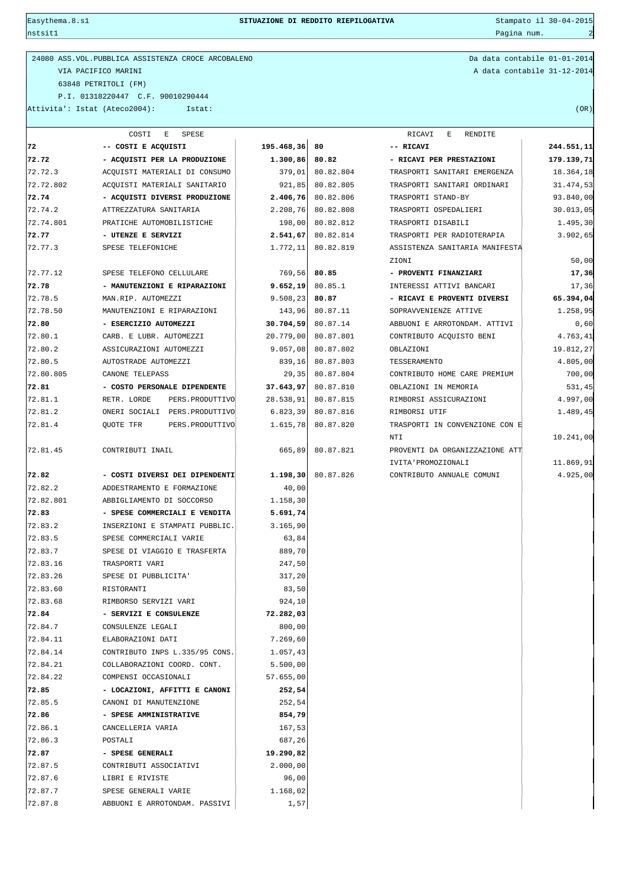24080 ASS.VOL.PUBBLICA ASSISTENZA CROCE ARCOBALENO
VIA PACIFICO MARINI
63848 PETRITOLI (FM)
P.I. 01318220447 C.F. 90010290444
Attivita': Istat (Ateco2004): Istat:

Da data contabile 01-01-2014
A data contabile 31-12-2014
(OR)

| | COSTI E SPESE | | | RICAVI E RENDITE | |
|---|---|---|---|---|---|
| **72** | **-- COSTI E ACQUISTI** | **195.468,36** | **80** | **-- RICAVI** | **244.551,11** |
| **72.72** | **- ACQUISTI PER LA PRODUZIONE** | **1.300,86** | **80.82** | **- RICAVI PER PRESTAZIONI** | **179.139,71** |
| 72.72.3 | ACQUISTI MATERIALI DI CONSUMO | 379,01 | 80.82.804 | TRASPORTI SANITARI EMERGENZA | 18.364,18 |
| 72.72.802 | ACQUISTI MATERIALI SANITARIO | 921,85 | 80.82.805 | TRASPORTI SANITARI ORDINARI | 31.474,53 |
| **72.74** | **- ACQUISTI DIVERSI PRODUZIONE** | **2.406,76** | 80.82.806 | TRASPORTI STAND-BY | 93.840,00 |
| 72.74.2 | ATTREZZATURA SANITARIA | 2.208,76 | 80.82.808 | TRASPORTI OSPEDALIERI | 30.013,05 |
| 72.74.801 | PRATICHE AUTOMOBILISTICHE | 198,00 | 80.82.812 | TRASPORTI DISABILI | 1.495,30 |
| **72.77** | **- UTENZE E SERVIZI** | **2.541,67** | 80.82.814 | TRASPORTI PER RADIOTERAPIA | 3.902,65 |
| 72.77.3 | SPESE TELEFONICHE | 1.772,11 | 80.82.819 | ASSISTENZA SANITARIA MANIFESTAZIONI | 50,00 |
| 72.77.12 | SPESE TELEFONO CELLULARE | 769,56 | **80.85** | **- PROVENTI FINANZIARI** | **17,36** |
| **72.78** | **- MANUTENZIONI E RIPARAZIONI** | **9.652,19** | 80.85.1 | INTERESSI ATTIVI BANCARI | 17,36 |
| 72.78.5 | MAN.RIP. AUTOMEZZI | 9.508,23 | **80.87** | **- RICAVI E PROVENTI DIVERSI** | **65.394,04** |
| 72.78.50 | MANUTENZIONI E RIPARAZIONI | 143,96 | 80.87.11 | SOPRAVVENIENZE ATTIVE | 1.258,95 |
| **72.80** | **- ESERCIZIO AUTOMEZZI** | **30.704,59** | 80.87.14 | ABBUONI E ARROTONDAM. ATTIVI | 0,60 |
| 72.80.1 | CARB. E LUBR. AUTOMEZZI | 20.779,00 | 80.87.801 | CONTRIBUTO ACQUISTO BENI | 4.763,41 |
| 72.80.2 | ASSICURAZIONI AUTOMEZZI | 9.057,08 | 80.87.802 | OBLAZIONI | 19.812,27 |
| 72.80.5 | AUTOSTRADE AUTOMEZZI | 839,16 | 80.87.803 | TESSERAMENTO | 4.805,00 |
| 72.80.805 | CANONE TELEPASS | 29,35 | 80.87.804 | CONTRIBUTO HOME CARE PREMIUM | 700,00 |
| **72.81** | **- COSTO PERSONALE DIPENDENTE** | **37.643,97** | 80.87.810 | OBLAZIONI IN MEMORIA | 531,45 |
| 72.81.1 | RETR. LORDE PERS.PRODUTTIVO | 28.538,91 | 80.87.815 | RIMBORSI ASSICURAZIONI | 4.997,00 |
| 72.81.2 | ONERI SOCIALI PERS.PRODUTTIVO | 6.823,39 | 80.87.816 | RIMBORSI UTIF | 1.489,45 |
| 72.81.4 | QUOTE TFR PERS.PRODUTTIVO | 1.615,78 | 80.87.820 | TRASPORTI IN CONVENZIONE CON ENTI | 10.241,00 |
| 72.81.45 | CONTRIBUTI INAIL | 665,89 | 80.87.821 | PROVENTI DA ORGANIZZAZIONE ATTIVITA'PROMOZIONALI | 11.869,91 |
| **72.82** | **- COSTI DIVERSI DEI DIPENDENTI** | **1.198,30** | 80.87.826 | CONTRIBUTO ANNUALE COMUNI | 4.925,00 |
| 72.82.2 | ADDESTRAMENTO E FORMAZIONE | 40,00 | | | |
| 72.82.801 | ABBIGLIAMENTO DI SOCCORSO | 1.158,30 | | | |
| **72.83** | **- SPESE COMMERCIALI E VENDITA** | **5.691,74** | | | |
| 72.83.2 | INSERZIONI E STAMPATI PUBBLIC. | 3.165,90 | | | |
| 72.83.5 | SPESE COMMERCIALI VARIE | 63,84 | | | |
| 72.83.7 | SPESE DI VIAGGIO E TRASFERTA | 889,70 | | | |
| 72.83.16 | TRASPORTI VARI | 247,50 | | | |
| 72.83.26 | SPESE DI PUBBLICITA' | 317,20 | | | |
| 72.83.60 | RISTORANTI | 83,50 | | | |
| 72.83.68 | RIMBORSO SERVIZI VARI | 924,10 | | | |
| **72.84** | **- SERVIZI E CONSULENZE** | **72.282,03** | | | |
| 72.84.7 | CONSULENZE LEGALI | 800,00 | | | |
| 72.84.11 | ELABORAZIONI DATI | 7.269,60 | | | |
| 72.84.14 | CONTRIBUTO INPS L.335/95 CONS. | 1.057,43 | | | |
| 72.84.21 | COLLABORAZIONI COORD. CONT. | 5.500,00 | | | |
| 72.84.22 | COMPENSI OCCASIONALI | 57.655,00 | | | |
| **72.85** | **- LOCAZIONI, AFFITTI E CANONI** | **252,54** | | | |
| 72.85.5 | CANONI DI MANUTENZIONE | 252,54 | | | |
| **72.86** | **- SPESE AMMINISTRATIVE** | **854,79** | | | |
| 72.86.1 | CANCELLERIA VARIA | 167,53 | | | |
| 72.86.3 | POSTALI | 687,26 | | | |
| **72.87** | **- SPESE GENERALI** | **19.290,82** | | | |
| 72.87.5 | CONTRIBUTI ASSOCIATIVI | 2.000,00 | | | |
| 72.87.6 | LIBRI E RIVISTE | 96,00 | | | |
| 72.87.7 | SPESE GENERALI VARIE | 1.168,02 | | | |
| 72.87.8 | ABBUONI E ARROTONDAM. PASSIVI | 1,57 | | | |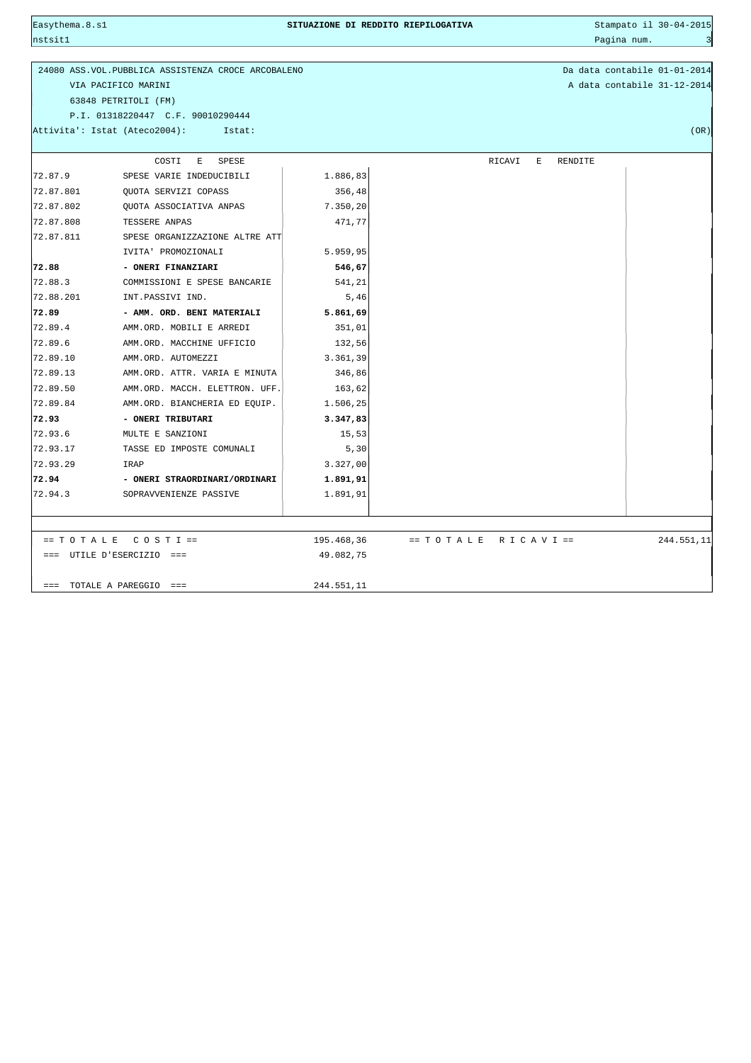**SITUAZIONE DI REDDITO RIEPILOGATIVA**

24080 ASS.VOL.PUBBLICA ASSISTENZA CROCE ARCOBALENO
VIA PACIFICO MARINI
63848 PETRITOLI (FM)
P.I. 01318220447 C.F. 90010290444
Attivita': Istat (Ateco2004): Istat:

Da data contabile 01-01-2014
A data contabile 31-12-2014
(OR)

| | COSTI E SPESE | | RICAVI E RENDITE | |
|---|---|---|---|---|
| 72.87.9 | SPESE VARIE INDEDUCIBILI | 1.886,83 | | |
| 72.87.801 | QUOTA SERVIZI COPASS | 356,48 | | |
| 72.87.802 | QUOTA ASSOCIATIVA ANPAS | 7.350,20 | | |
| 72.87.808 | TESSERE ANPAS | 471,77 | | |
| 72.87.811 | SPESE ORGANIZZAZIONE ALTRE ATTIVITA' PROMOZIONALI | 5.959,95 | | |
| **72.88** | **- ONERI FINANZIARI** | **546,67** | | |
| 72.88.3 | COMMISSIONI E SPESE BANCARIE | 541,21 | | |
| 72.88.201 | INT.PASSIVI IND. | 5,46 | | |
| **72.89** | **- AMM. ORD. BENI MATERIALI** | **5.861,69** | | |
| 72.89.4 | AMM.ORD. MOBILI E ARREDI | 351,01 | | |
| 72.89.6 | AMM.ORD. MACCHINE UFFICIO | 132,56 | | |
| 72.89.10 | AMM.ORD. AUTOMEZZI | 3.361,39 | | |
| 72.89.13 | AMM.ORD. ATTR. VARIA E MINUTA | 346,86 | | |
| 72.89.50 | AMM.ORD. MACCH. ELETTRON. UFF. | 163,62 | | |
| 72.89.84 | AMM.ORD. BIANCHERIA ED EQUIP. | 1.506,25 | | |
| **72.93** | **- ONERI TRIBUTARI** | **3.347,83** | | |
| 72.93.6 | MULTE E SANZIONI | 15,53 | | |
| 72.93.17 | TASSE ED IMPOSTE COMUNALI | 5,30 | | |
| 72.93.29 | IRAP | 3.327,00 | | |
| **72.94** | **- ONERI STRAORDINARI/ORDINARI** | **1.891,91** | | |
| 72.94.3 | SOPRAVVENIENZE PASSIVE | 1.891,91 | | |

| | | | |
|---|---|---|---|
| == T O T A L E C O S T I == | 195.468,36 | == T O T A L E R I C A V I == | 244.551,11 |
| === UTILE D'ESERCIZIO === | 49.082,75 | | |
| === TOTALE A PAREGGIO === | 244.551,11 | | |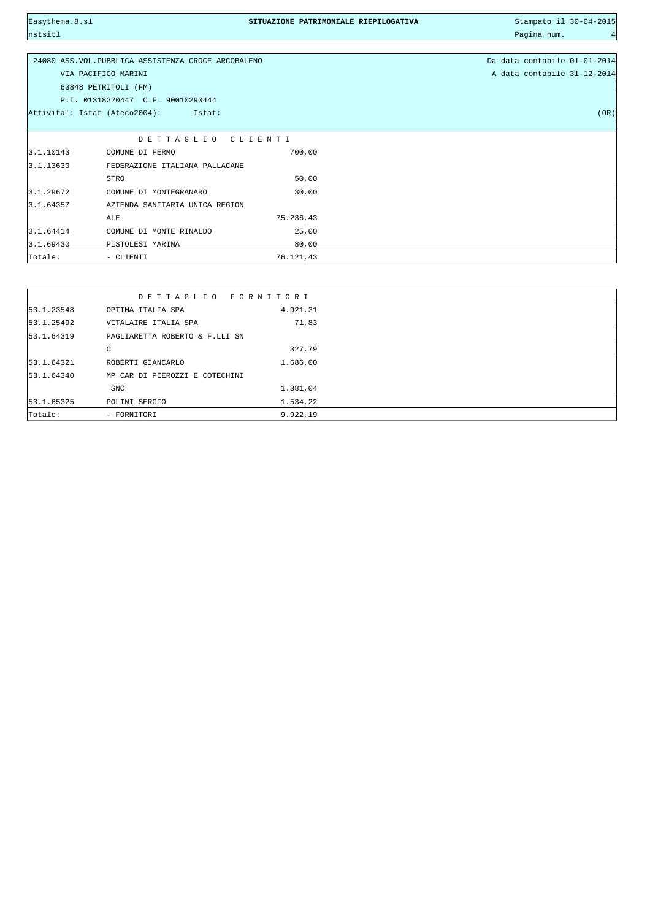24080 ASS.VOL.PUBBLICA ASSISTENZA CROCE ARCOBALENO
VIA PACIFICO MARINI
63848 PETRITOLI (FM)
P.I. 01318220447 C.F. 90010290444
Attivita': Istat (Ateco2004): Istat: (OR)

Da data contabile 01-01-2014
A data contabile 31-12-2014

| DETTAGLIO CLIENTI | | |
|---|---|---|
| 3.1.10143 | COMUNE DI FERMO | 700,00 |
| 3.1.13630 | FEDERAZIONE ITALIANA PALLACANESTRO | 50,00 |
| 3.1.29672 | COMUNE DI MONTEGRANARO | 30,00 |
| 3.1.64357 | AZIENDA SANITARIA UNICA REGIONALE | 75.236,43 |
| 3.1.64414 | COMUNE DI MONTE RINALDO | 25,00 |
| 3.1.69430 | PISTOLESI MARINA | 80,00 |
| Totale: | - CLIENTI | 76.121,43 |

| DETTAGLIO FORNITORI | | |
|---|---|---|
| 53.1.23548 | OPTIMA ITALIA SPA | 4.921,31 |
| 53.1.25492 | VITALAIRE ITALIA SPA | 71,83 |
| 53.1.64319 | PAGLIARETTA ROBERTO & F.LLI SNC | 327,79 |
| 53.1.64321 | ROBERTI GIANCARLO | 1.686,00 |
| 53.1.64340 | MP CAR DI PIEROZZI E COTECHINI SNC | 1.381,04 |
| 53.1.65325 | POLINI SERGIO | 1.534,22 |
| Totale: | - FORNITORI | 9.922,19 |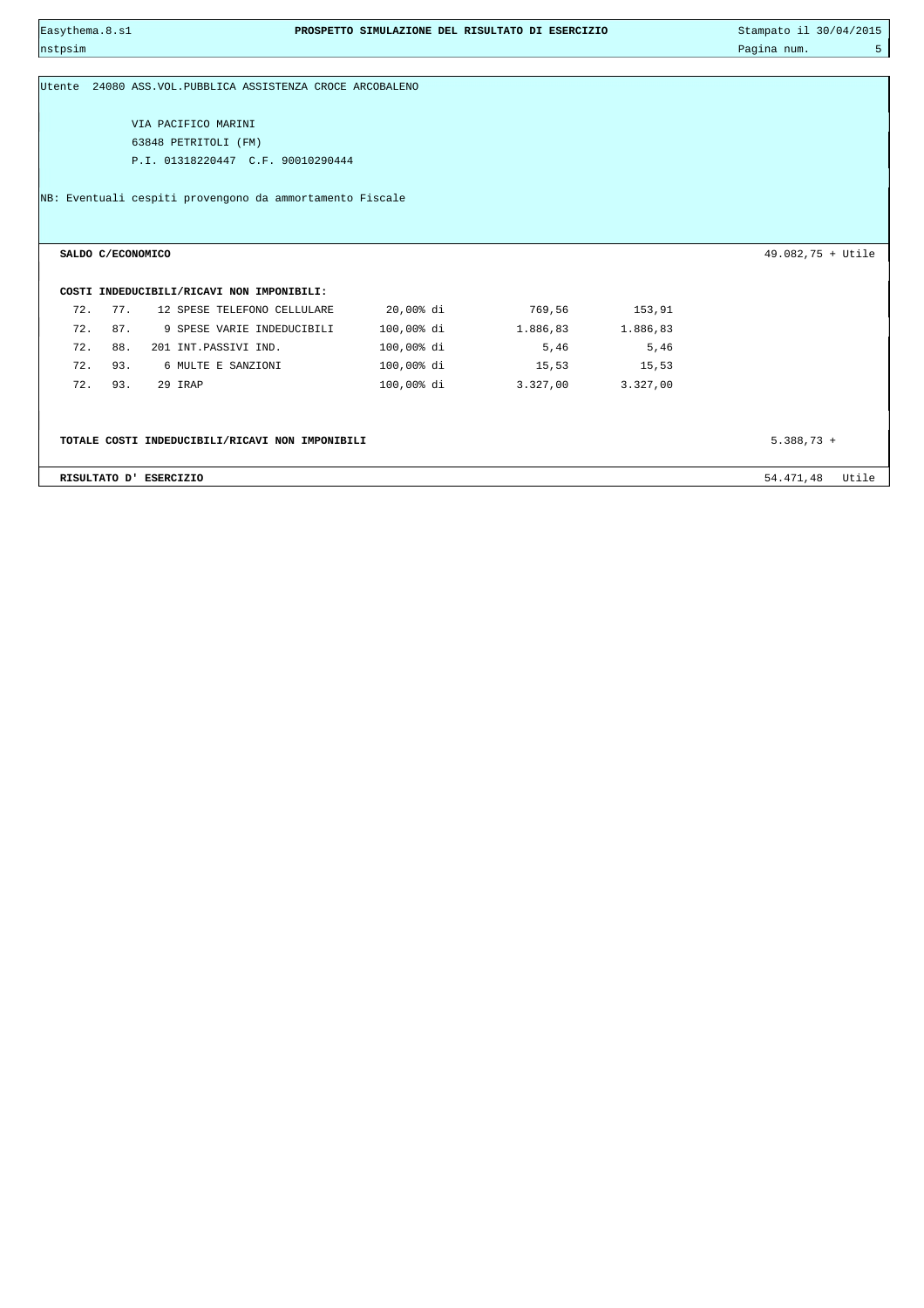Utente 24080 ASS.VOL.PUBBLICA ASSISTENZA CROCE ARCOBALENO

VIA PACIFICO MARINI
63848 PETRITOLI (FM)
P.I. 01318220447 C.F. 90010290444

NB: Eventuali cespiti provengono da ammortamento Fiscale

**SALDO C/ECONOMICO** 49.082,75 + Utile

**COSTI INDEDUCIBILI/RICAVI NON IMPONIBILI:**

| | | | | | | |
|---|---|---|---|---|---|---|
| 72. | 77. | 12 SPESE TELEFONO CELLULARE | 20,00% di | 769,56 | 153,91 | |
| 72. | 87. | 9 SPESE VARIE INDEDUCIBILI | 100,00% di | 1.886,83 | 1.886,83 | |
| 72. | 88. | 201 INT.PASSIVI IND. | 100,00% di | 5,46 | 5,46 | |
| 72. | 93. | 6 MULTE E SANZIONI | 100,00% di | 15,53 | 15,53 | |
| 72. | 93. | 29 IRAP | 100,00% di | 3.327,00 | 3.327,00 | |

**TOTALE COSTI INDEDUCIBILI/RICAVI NON IMPONIBILI** 5.388,73 +

**RISULTATO D' ESERCIZIO** 54.471,48 Utile